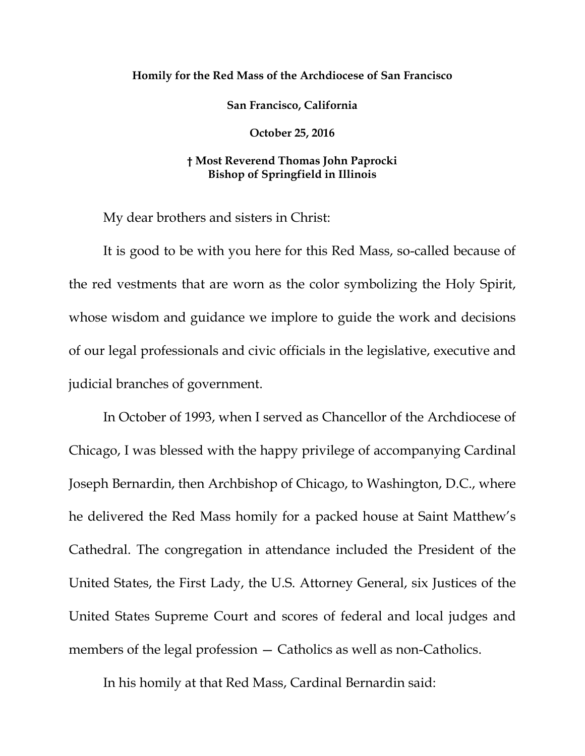**Homily for the Red Mass of the Archdiocese of San Francisco**

**San Francisco, California**

**October 25, 2016**

**† Most Reverend Thomas John Paprocki**
**Bishop of Springfield in Illinois**

My dear brothers and sisters in Christ:

It is good to be with you here for this Red Mass, so-called because of the red vestments that are worn as the color symbolizing the Holy Spirit, whose wisdom and guidance we implore to guide the work and decisions of our legal professionals and civic officials in the legislative, executive and judicial branches of government.

In October of 1993, when I served as Chancellor of the Archdiocese of Chicago, I was blessed with the happy privilege of accompanying Cardinal Joseph Bernardin, then Archbishop of Chicago, to Washington, D.C., where he delivered the Red Mass homily for a packed house at Saint Matthew's Cathedral. The congregation in attendance included the President of the United States, the First Lady, the U.S. Attorney General, six Justices of the United States Supreme Court and scores of federal and local judges and members of the legal profession — Catholics as well as non-Catholics.

In his homily at that Red Mass, Cardinal Bernardin said: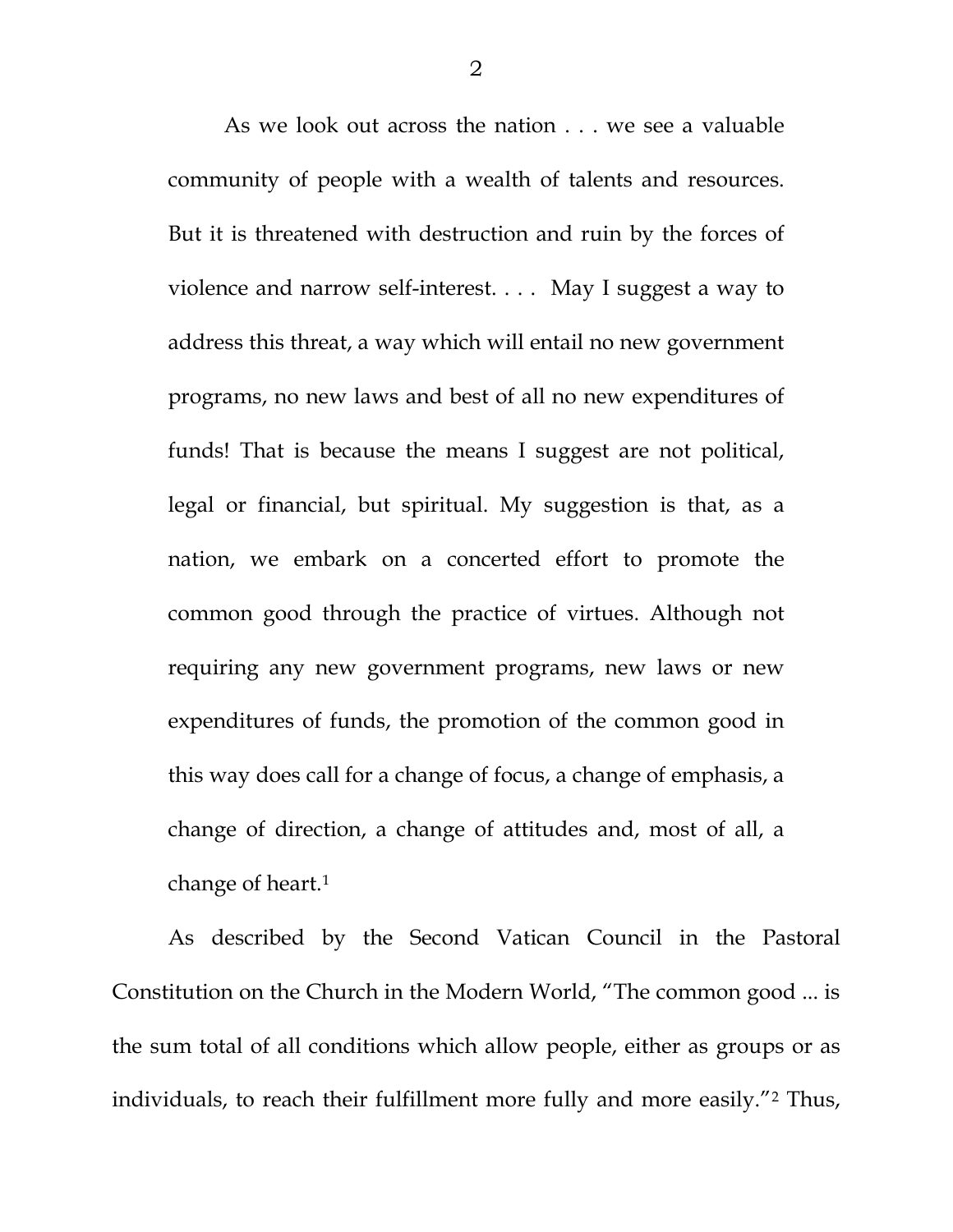> As we look out across the nation . . . we see a valuable community of people with a wealth of talents and resources. But it is threatened with destruction and ruin by the forces of violence and narrow self-interest. . . . May I suggest a way to address this threat, a way which will entail no new government programs, no new laws and best of all no new expenditures of funds! That is because the means I suggest are not political, legal or financial, but spiritual. My suggestion is that, as a nation, we embark on a concerted effort to promote the common good through the practice of virtues. Although not requiring any new government programs, new laws or new expenditures of funds, the promotion of the common good in this way does call for a change of focus, a change of emphasis, a change of direction, a change of attitudes and, most of all, a change of heart.[1]

As described by the Second Vatican Council in the Pastoral Constitution on the Church in the Modern World, "The common good ... is the sum total of all conditions which allow people, either as groups or as individuals, to reach their fulfillment more fully and more easily."[2] Thus,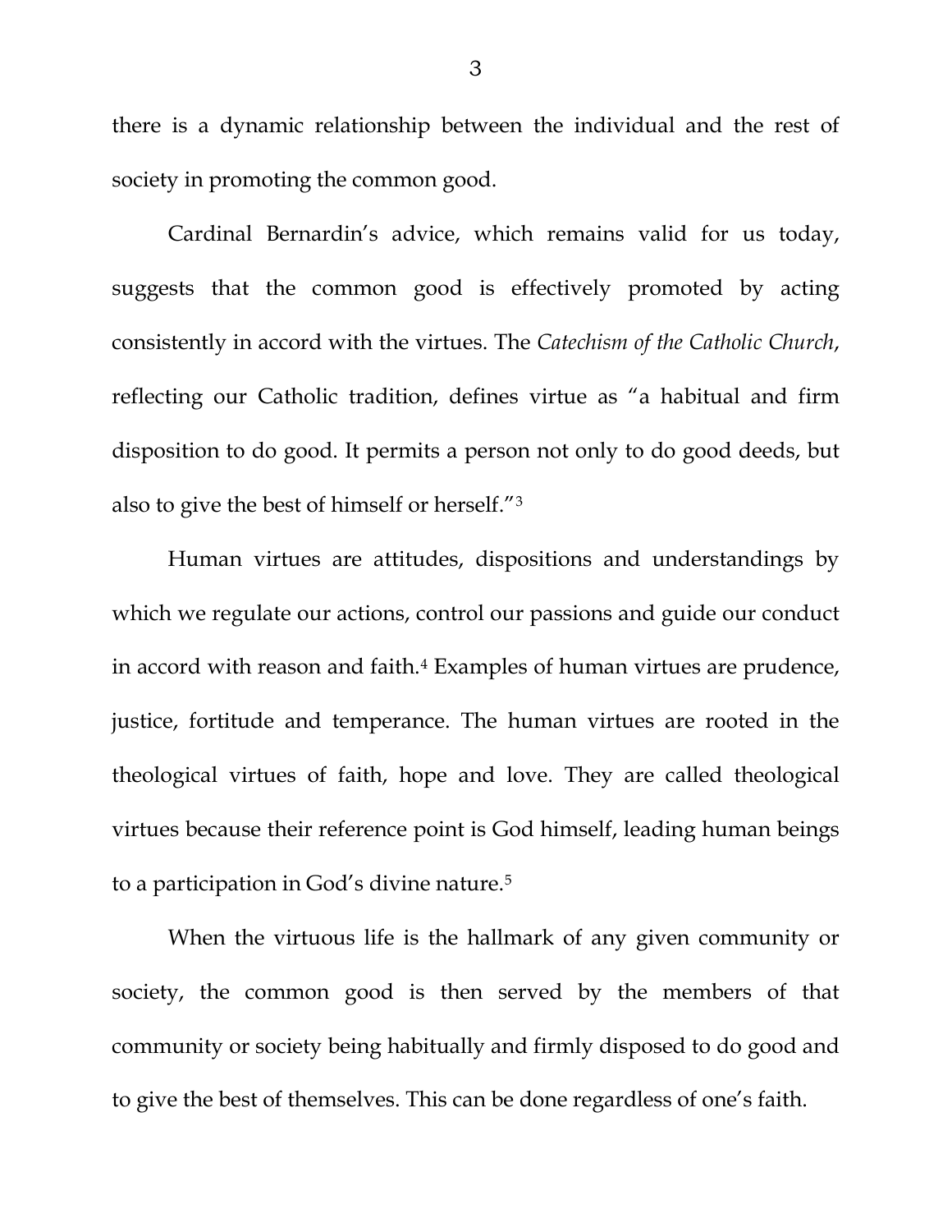there is a dynamic relationship between the individual and the rest of society in promoting the common good.

Cardinal Bernardin's advice, which remains valid for us today, suggests that the common good is effectively promoted by acting consistently in accord with the virtues. The *Catechism of the Catholic Church*, reflecting our Catholic tradition, defines virtue as "a habitual and firm disposition to do good. It permits a person not only to do good deeds, but also to give the best of himself or herself."[3]

Human virtues are attitudes, dispositions and understandings by which we regulate our actions, control our passions and guide our conduct in accord with reason and faith.[4] Examples of human virtues are prudence, justice, fortitude and temperance. The human virtues are rooted in the theological virtues of faith, hope and love. They are called theological virtues because their reference point is God himself, leading human beings to a participation in God's divine nature.[5]

When the virtuous life is the hallmark of any given community or society, the common good is then served by the members of that community or society being habitually and firmly disposed to do good and to give the best of themselves. This can be done regardless of one's faith.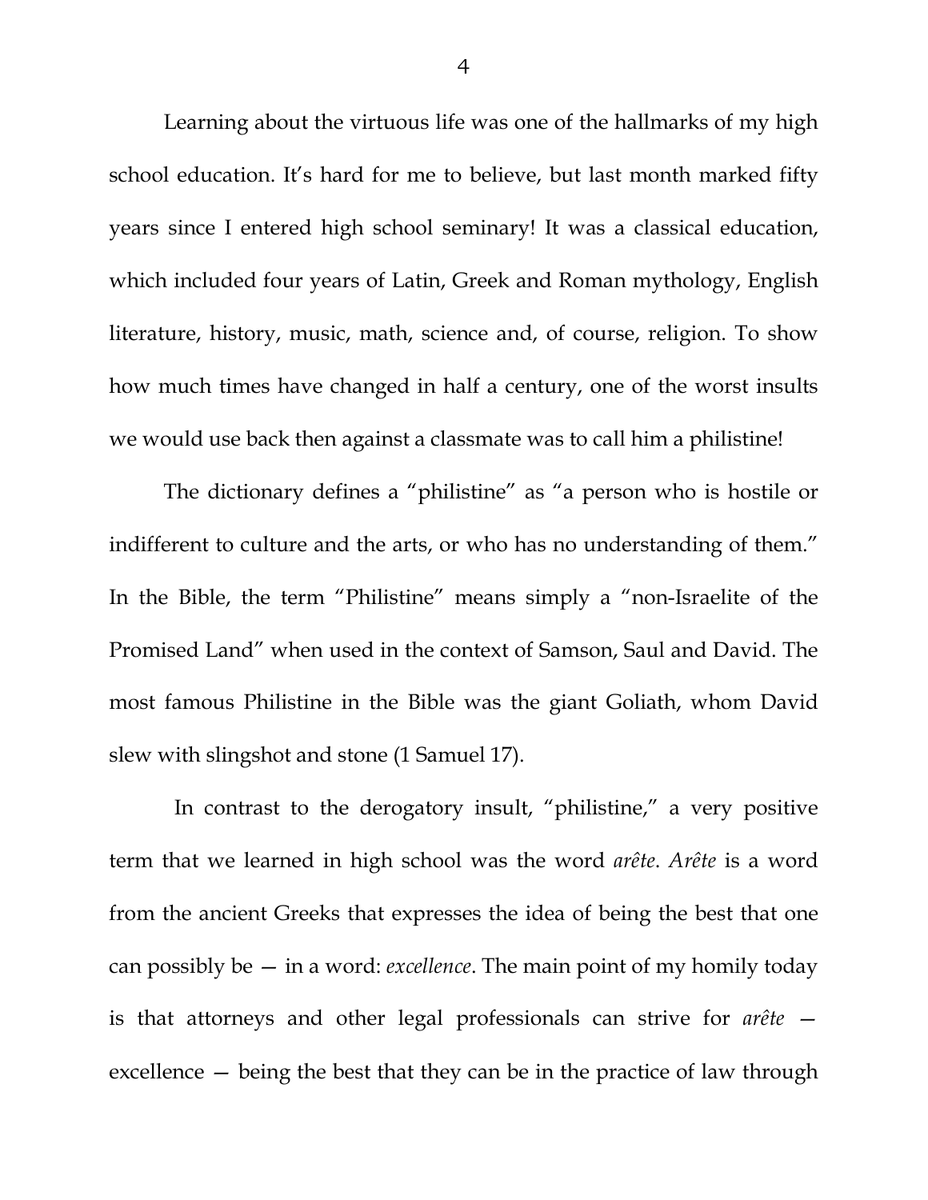Learning about the virtuous life was one of the hallmarks of my high school education. It's hard for me to believe, but last month marked fifty years since I entered high school seminary! It was a classical education, which included four years of Latin, Greek and Roman mythology, English literature, history, music, math, science and, of course, religion. To show how much times have changed in half a century, one of the worst insults we would use back then against a classmate was to call him a philistine!

The dictionary defines a "philistine" as "a person who is hostile or indifferent to culture and the arts, or who has no understanding of them." In the Bible, the term "Philistine" means simply a "non-Israelite of the Promised Land" when used in the context of Samson, Saul and David. The most famous Philistine in the Bible was the giant Goliath, whom David slew with slingshot and stone (1 Samuel 17).

In contrast to the derogatory insult, "philistine," a very positive term that we learned in high school was the word *arête*. *Arête* is a word from the ancient Greeks that expresses the idea of being the best that one can possibly be — in a word: *excellence*. The main point of my homily today is that attorneys and other legal professionals can strive for *arête* — excellence — being the best that they can be in the practice of law through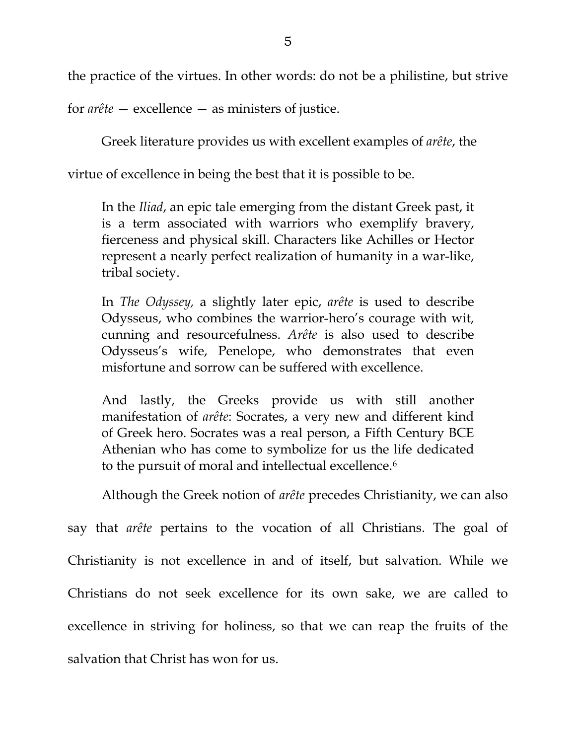the practice of the virtues. In other words: do not be a philistine, but strive for *arête* — excellence — as ministers of justice.

Greek literature provides us with excellent examples of *arête*, the virtue of excellence in being the best that it is possible to be.

> In the *Iliad*, an epic tale emerging from the distant Greek past, it is a term associated with warriors who exemplify bravery, fierceness and physical skill. Characters like Achilles or Hector represent a nearly perfect realization of humanity in a war-like, tribal society.
>
> In *The Odyssey,* a slightly later epic, *arête* is used to describe Odysseus, who combines the warrior-hero's courage with wit, cunning and resourcefulness. *Arête* is also used to describe Odysseus's wife, Penelope, who demonstrates that even misfortune and sorrow can be suffered with excellence.
>
> And lastly, the Greeks provide us with still another manifestation of *arête*: Socrates, a very new and different kind of Greek hero. Socrates was a real person, a Fifth Century BCE Athenian who has come to symbolize for us the life dedicated to the pursuit of moral and intellectual excellence.[6]

Although the Greek notion of *arête* precedes Christianity, we can also say that *arête* pertains to the vocation of all Christians. The goal of Christianity is not excellence in and of itself, but salvation. While we Christians do not seek excellence for its own sake, we are called to excellence in striving for holiness, so that we can reap the fruits of the salvation that Christ has won for us.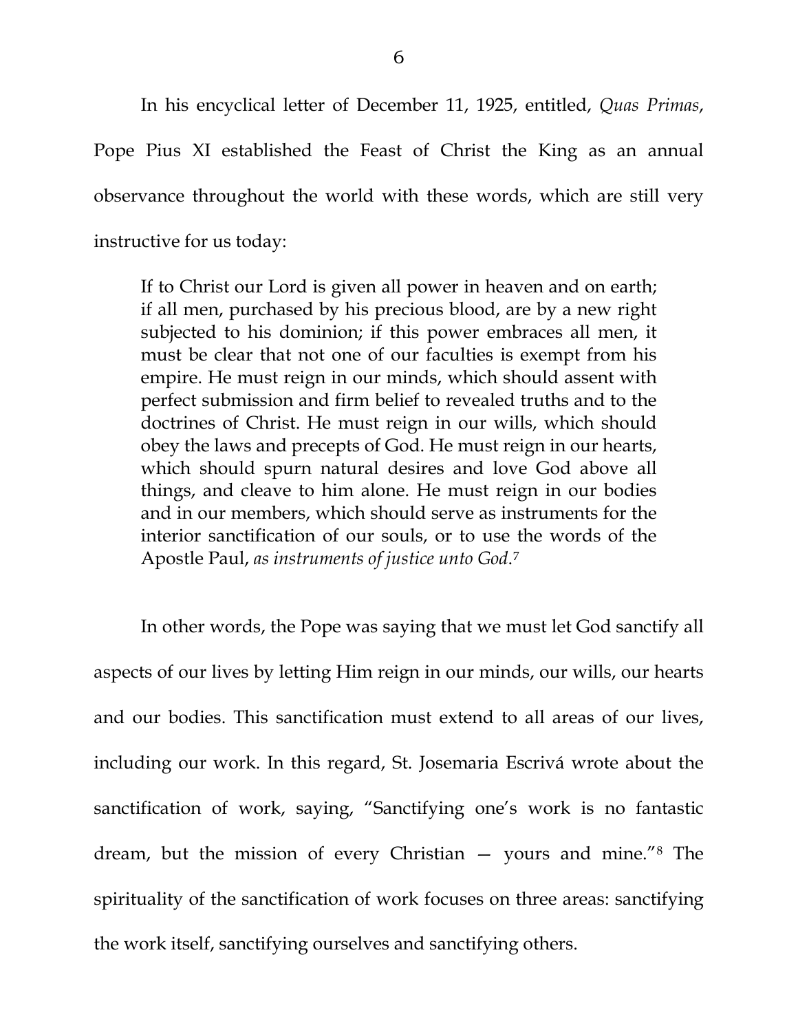In his encyclical letter of December 11, 1925, entitled, *Quas Primas*, Pope Pius XI established the Feast of Christ the King as an annual observance throughout the world with these words, which are still very instructive for us today:

> If to Christ our Lord is given all power in heaven and on earth; if all men, purchased by his precious blood, are by a new right subjected to his dominion; if this power embraces all men, it must be clear that not one of our faculties is exempt from his empire. He must reign in our minds, which should assent with perfect submission and firm belief to revealed truths and to the doctrines of Christ. He must reign in our wills, which should obey the laws and precepts of God. He must reign in our hearts, which should spurn natural desires and love God above all things, and cleave to him alone. He must reign in our bodies and in our members, which should serve as instruments for the interior sanctification of our souls, or to use the words of the Apostle Paul, *as instruments of justice unto God*.[7]

In other words, the Pope was saying that we must let God sanctify all aspects of our lives by letting Him reign in our minds, our wills, our hearts and our bodies. This sanctification must extend to all areas of our lives, including our work. In this regard, St. Josemaria Escrivá wrote about the sanctification of work, saying, "Sanctifying one's work is no fantastic dream, but the mission of every Christian — yours and mine."[8] The spirituality of the sanctification of work focuses on three areas: sanctifying the work itself, sanctifying ourselves and sanctifying others.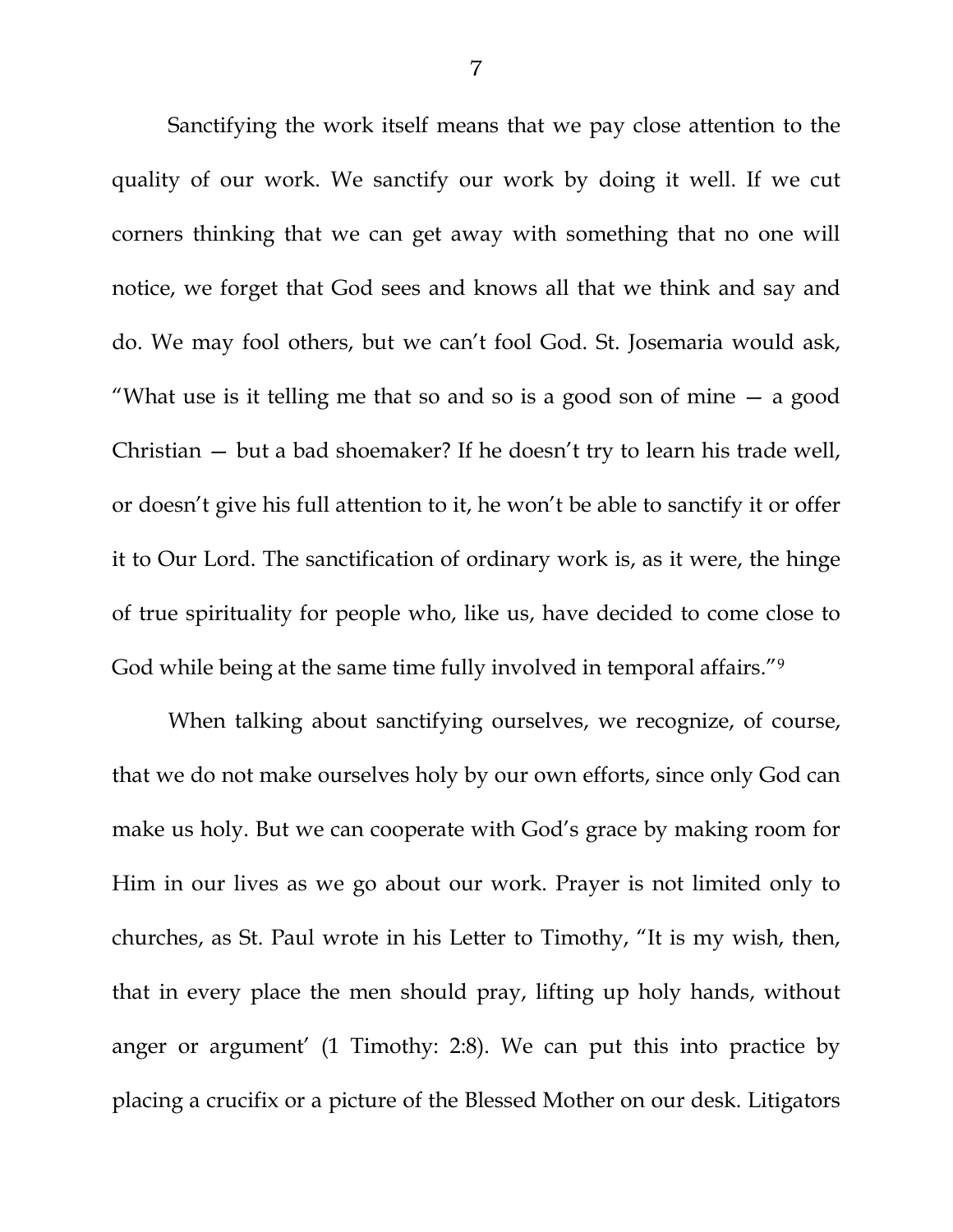Sanctifying the work itself means that we pay close attention to the quality of our work. We sanctify our work by doing it well. If we cut corners thinking that we can get away with something that no one will notice, we forget that God sees and knows all that we think and say and do. We may fool others, but we can't fool God. St. Josemaria would ask, "What use is it telling me that so and so is a good son of mine — a good Christian — but a bad shoemaker? If he doesn't try to learn his trade well, or doesn't give his full attention to it, he won't be able to sanctify it or offer it to Our Lord. The sanctification of ordinary work is, as it were, the hinge of true spirituality for people who, like us, have decided to come close to God while being at the same time fully involved in temporal affairs."[9]

When talking about sanctifying ourselves, we recognize, of course, that we do not make ourselves holy by our own efforts, since only God can make us holy. But we can cooperate with God's grace by making room for Him in our lives as we go about our work. Prayer is not limited only to churches, as St. Paul wrote in his Letter to Timothy, "It is my wish, then, that in every place the men should pray, lifting up holy hands, without anger or argument' (1 Timothy: 2:8). We can put this into practice by placing a crucifix or a picture of the Blessed Mother on our desk. Litigators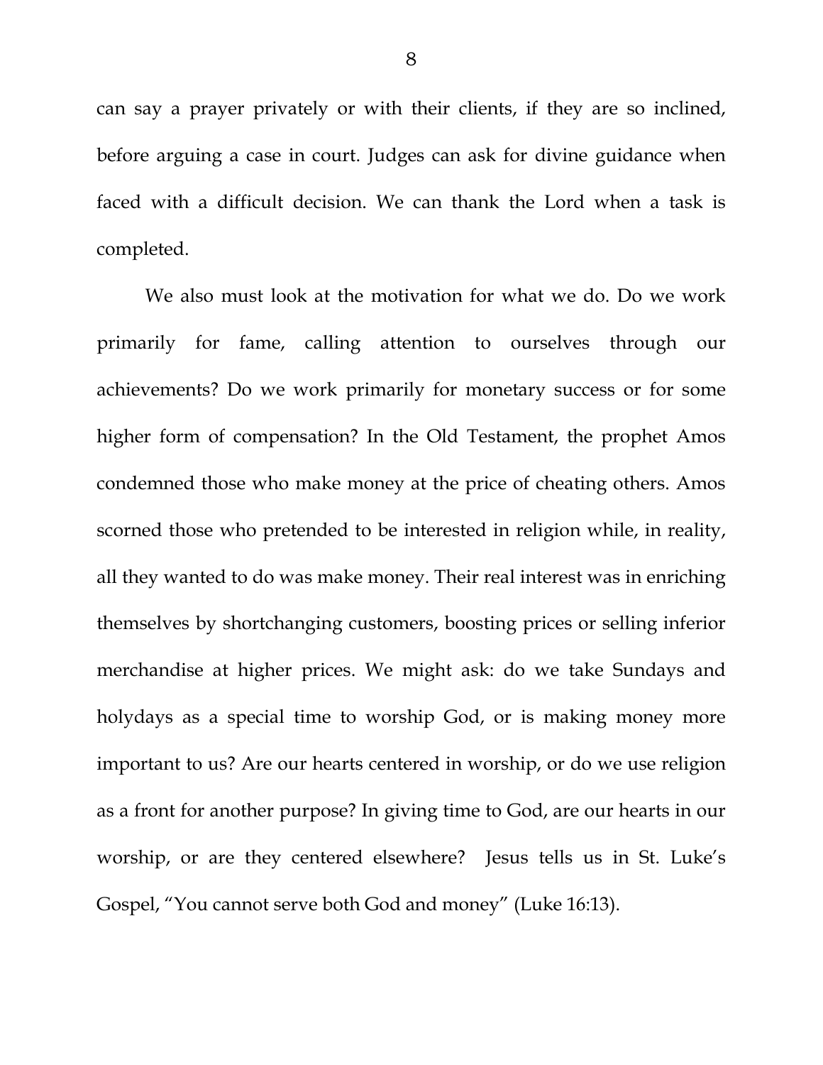can say a prayer privately or with their clients, if they are so inclined, before arguing a case in court. Judges can ask for divine guidance when faced with a difficult decision. We can thank the Lord when a task is completed.

We also must look at the motivation for what we do. Do we work primarily for fame, calling attention to ourselves through our achievements? Do we work primarily for monetary success or for some higher form of compensation? In the Old Testament, the prophet Amos condemned those who make money at the price of cheating others. Amos scorned those who pretended to be interested in religion while, in reality, all they wanted to do was make money. Their real interest was in enriching themselves by shortchanging customers, boosting prices or selling inferior merchandise at higher prices. We might ask: do we take Sundays and holydays as a special time to worship God, or is making money more important to us? Are our hearts centered in worship, or do we use religion as a front for another purpose? In giving time to God, are our hearts in our worship, or are they centered elsewhere? Jesus tells us in St. Luke's Gospel, "You cannot serve both God and money" (Luke 16:13).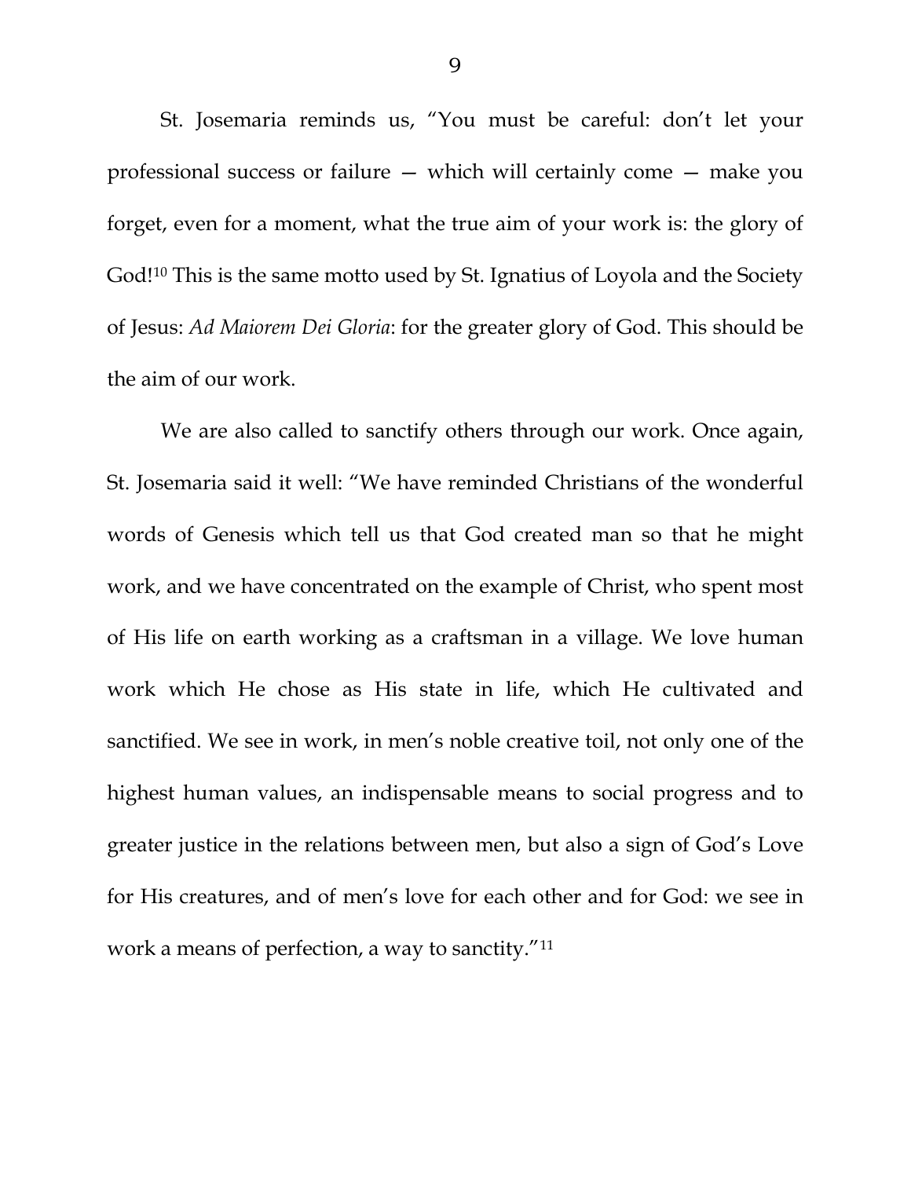St. Josemaria reminds us, "You must be careful: don't let your professional success or failure — which will certainly come — make you forget, even for a moment, what the true aim of your work is: the glory of God![10] This is the same motto used by St. Ignatius of Loyola and the Society of Jesus: *Ad Maiorem Dei Gloria*: for the greater glory of God. This should be the aim of our work.

We are also called to sanctify others through our work. Once again, St. Josemaria said it well: "We have reminded Christians of the wonderful words of Genesis which tell us that God created man so that he might work, and we have concentrated on the example of Christ, who spent most of His life on earth working as a craftsman in a village. We love human work which He chose as His state in life, which He cultivated and sanctified. We see in work, in men's noble creative toil, not only one of the highest human values, an indispensable means to social progress and to greater justice in the relations between men, but also a sign of God's Love for His creatures, and of men's love for each other and for God: we see in work a means of perfection, a way to sanctity."[11]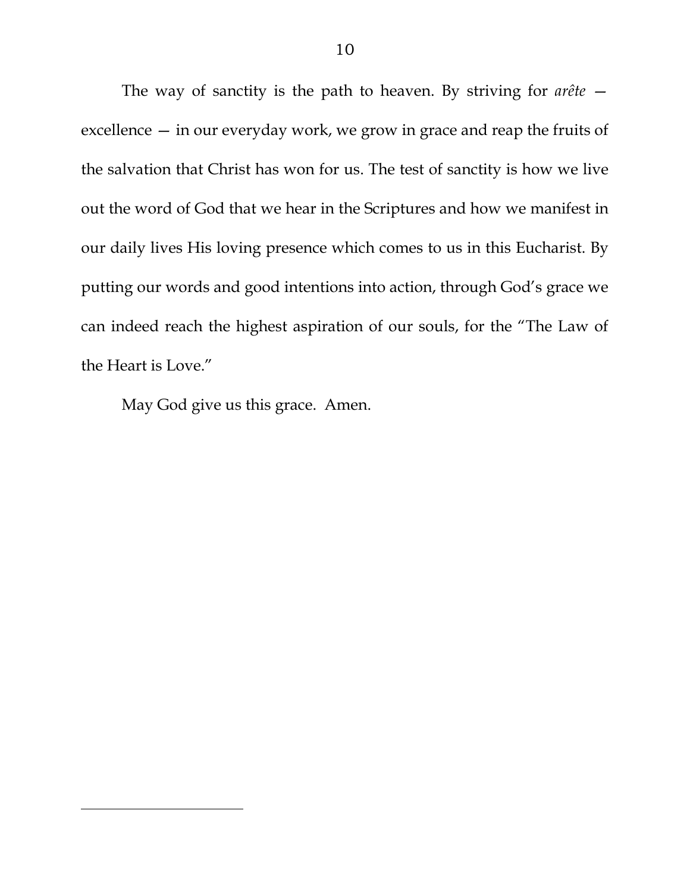The way of sanctity is the path to heaven. By striving for *arête* — excellence — in our everyday work, we grow in grace and reap the fruits of the salvation that Christ has won for us. The test of sanctity is how we live out the word of God that we hear in the Scriptures and how we manifest in our daily lives His loving presence which comes to us in this Eucharist. By putting our words and good intentions into action, through God's grace we can indeed reach the highest aspiration of our souls, for the "The Law of the Heart is Love."

May God give us this grace. Amen.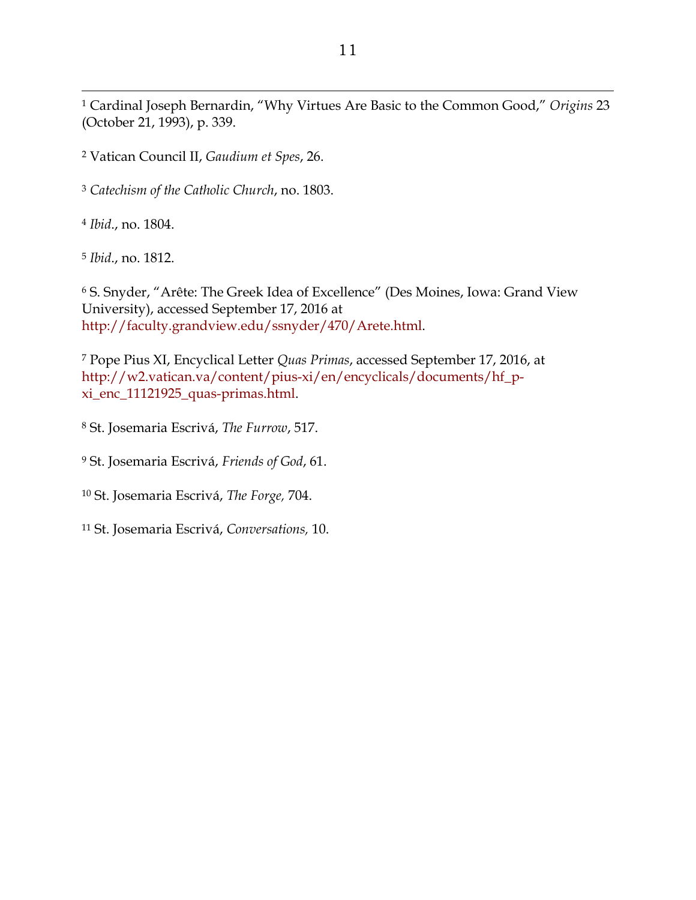[1] Cardinal Joseph Bernardin, "Why Virtues Are Basic to the Common Good," *Origins* 23 (October 21, 1993), p. 339.

[2] Vatican Council II, *Gaudium et Spes*, 26.

[3] *Catechism of the Catholic Church*, no. 1803.

[4] *Ibid*., no. 1804.

[5] *Ibid*., no. 1812.

[6] S. Snyder, "Arête: The Greek Idea of Excellence" (Des Moines, Iowa: Grand View University), accessed September 17, 2016 at http://faculty.grandview.edu/ssnyder/470/Arete.html.

[7] Pope Pius XI, Encyclical Letter *Quas Primas*, accessed September 17, 2016, at http://w2.vatican.va/content/pius-xi/en/encyclicals/documents/hf_p-xi_enc_11121925_quas-primas.html.

[8] St. Josemaria Escrivá, *The Furrow*, 517.

[9] St. Josemaria Escrivá, *Friends of God*, 61.

[10] St. Josemaria Escrivá, *The Forge,* 704.

[11] St. Josemaria Escrivá, *Conversations,* 10.